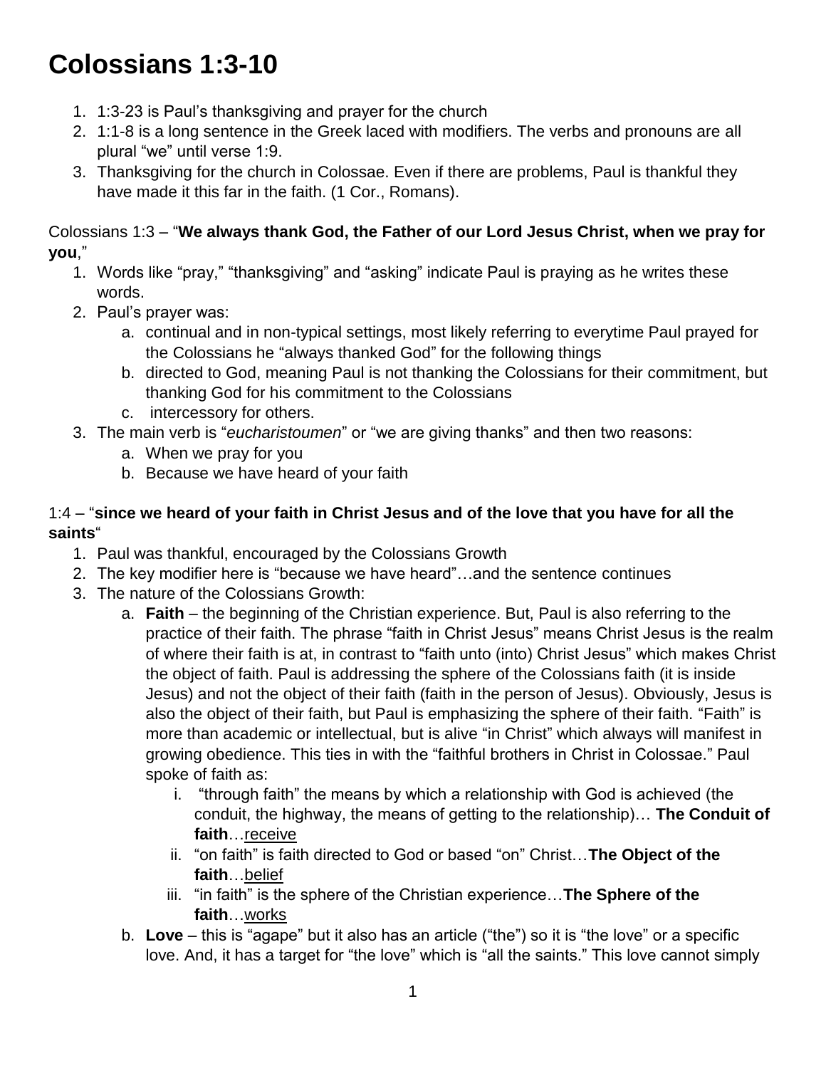# Colossians 1:3-10

1. 1:3-23 is Paul's thanksgiving and prayer for the church
2. 1:1-8 is a long sentence in the Greek laced with modifiers. The verbs and pronouns are all plural "we" until verse 1:9.
3. Thanksgiving for the church in Colossae. Even if there are problems, Paul is thankful they have made it this far in the faith. (1 Cor., Romans).

Colossians 1:3 – "**We always thank God, the Father of our Lord Jesus Christ, when we pray for you**,"

1. Words like "pray," "thanksgiving" and "asking" indicate Paul is praying as he writes these words.
2. Paul's prayer was:
   a. continual and in non-typical settings, most likely referring to everytime Paul prayed for the Colossians he "always thanked God" for the following things
   b. directed to God, meaning Paul is not thanking the Colossians for their commitment, but thanking God for his commitment to the Colossians
   c. intercessory for others.
3. The main verb is "*eucharistoumen*" or "we are giving thanks" and then two reasons:
   a. When we pray for you
   b. Because we have heard of your faith

1:4 – "**since we heard of your faith in Christ Jesus and of the love that you have for all the saints**"

1. Paul was thankful, encouraged by the Colossians Growth
2. The key modifier here is "because we have heard"…and the sentence continues
3. The nature of the Colossians Growth:
   a. **Faith** – the beginning of the Christian experience. But, Paul is also referring to the practice of their faith. The phrase "faith in Christ Jesus" means Christ Jesus is the realm of where their faith is at, in contrast to "faith unto (into) Christ Jesus" which makes Christ the object of faith. Paul is addressing the sphere of the Colossians faith (it is inside Jesus) and not the object of their faith (faith in the person of Jesus). Obviously, Jesus is also the object of their faith, but Paul is emphasizing the sphere of their faith. "Faith" is more than academic or intellectual, but is alive "in Christ" which always will manifest in growing obedience. This ties in with the "faithful brothers in Christ in Colossae." Paul spoke of faith as:
      i. "through faith" the means by which a relationship with God is achieved (the conduit, the highway, the means of getting to the relationship)… **The Conduit of faith**…<u>receive</u>
      ii. "on faith" is faith directed to God or based "on" Christ…**The Object of the faith**…<u>belief</u>
      iii. "in faith" is the sphere of the Christian experience…**The Sphere of the faith**…<u>works</u>
   b. **Love** – this is "agape" but it also has an article ("the") so it is "the love" or a specific love. And, it has a target for "the love" which is "all the saints." This love cannot simply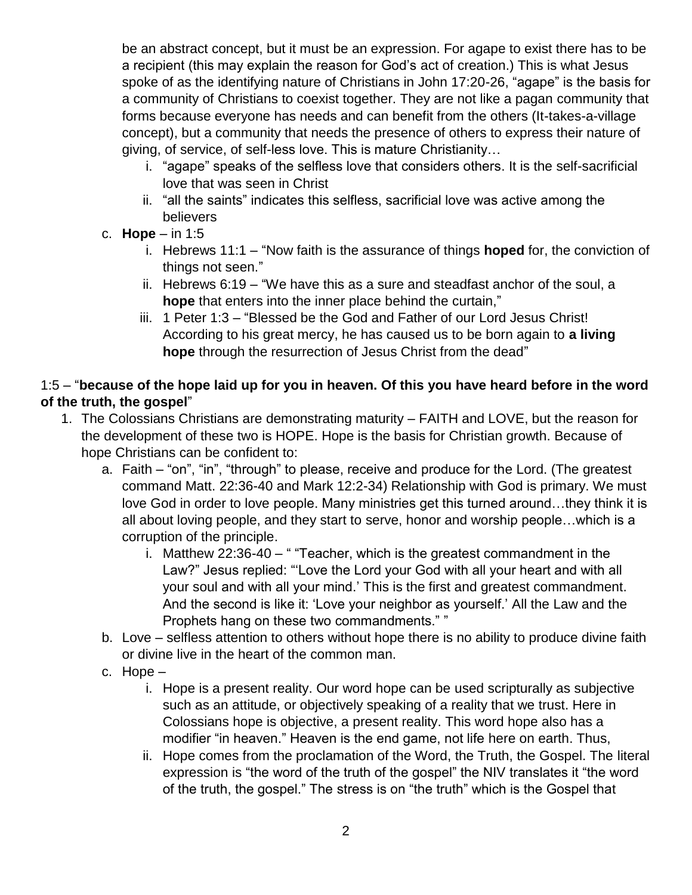be an abstract concept, but it must be an expression. For agape to exist there has to be a recipient (this may explain the reason for God's act of creation.) This is what Jesus spoke of as the identifying nature of Christians in John 17:20-26, "agape" is the basis for a community of Christians to coexist together. They are not like a pagan community that forms because everyone has needs and can benefit from the others (It-takes-a-village concept), but a community that needs the presence of others to express their nature of giving, of service, of self-less love. This is mature Christianity…

   i. "agape" speaks of the selfless love that considers others. It is the self-sacrificial love that was seen in Christ
   ii. "all the saints" indicates this selfless, sacrificial love was active among the believers

c. **Hope** – in 1:5
   i. Hebrews 11:1 – "Now faith is the assurance of things **hoped** for, the conviction of things not seen."
   ii. Hebrews 6:19 – "We have this as a sure and steadfast anchor of the soul, a **hope** that enters into the inner place behind the curtain,"
   iii. 1 Peter 1:3 – "Blessed be the God and Father of our Lord Jesus Christ! According to his great mercy, he has caused us to be born again to **a living hope** through the resurrection of Jesus Christ from the dead"

1:5 – "**because of the hope laid up for you in heaven. Of this you have heard before in the word of the truth, the gospel**"

1. The Colossians Christians are demonstrating maturity – FAITH and LOVE, but the reason for the development of these two is HOPE. Hope is the basis for Christian growth. Because of hope Christians can be confident to:
   a. Faith – "on", "in", "through" to please, receive and produce for the Lord. (The greatest command Matt. 22:36-40 and Mark 12:2-34) Relationship with God is primary. We must love God in order to love people. Many ministries get this turned around…they think it is all about loving people, and they start to serve, honor and worship people…which is a corruption of the principle.
      i. Matthew 22:36-40 – " "Teacher, which is the greatest commandment in the Law?" Jesus replied: "'Love the Lord your God with all your heart and with all your soul and with all your mind.' This is the first and greatest commandment. And the second is like it: 'Love your neighbor as yourself.' All the Law and the Prophets hang on these two commandments." "
   b. Love – selfless attention to others without hope there is no ability to produce divine faith or divine live in the heart of the common man.
   c. Hope –
      i. Hope is a present reality. Our word hope can be used scripturally as subjective such as an attitude, or objectively speaking of a reality that we trust. Here in Colossians hope is objective, a present reality. This word hope also has a modifier "in heaven." Heaven is the end game, not life here on earth. Thus,
      ii. Hope comes from the proclamation of the Word, the Truth, the Gospel. The literal expression is "the word of the truth of the gospel" the NIV translates it "the word of the truth, the gospel." The stress is on "the truth" which is the Gospel that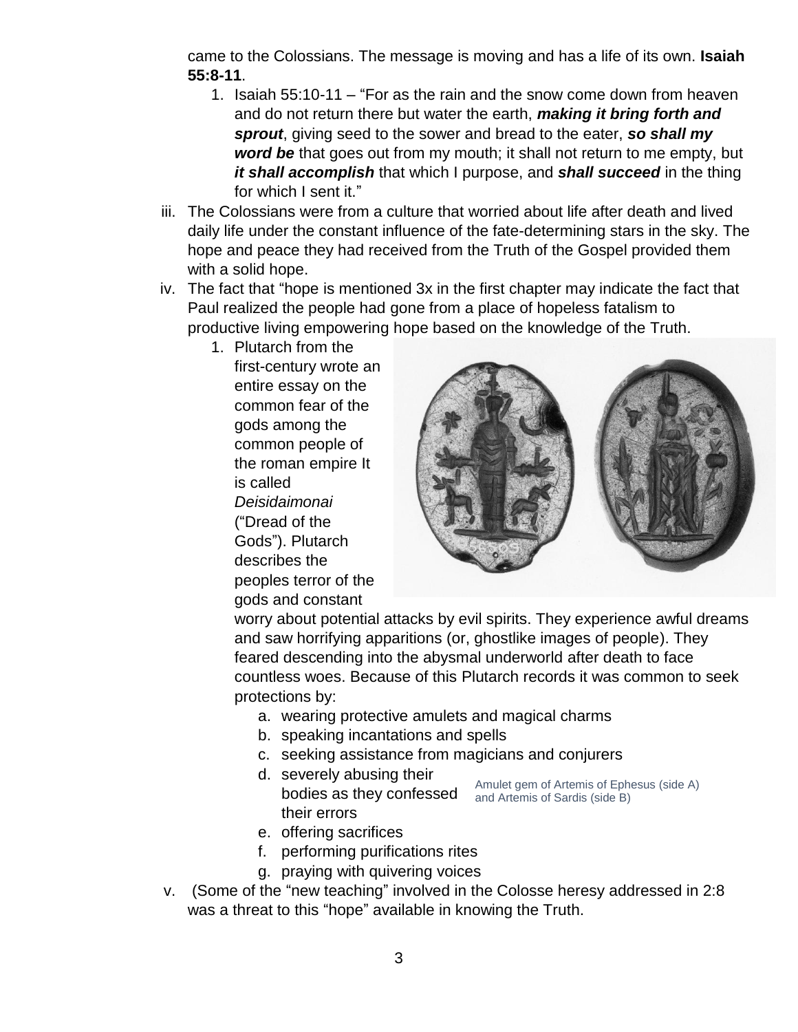came to the Colossians. The message is moving and has a life of its own. **Isaiah 55:8-11**.

1. Isaiah 55:10-11 – "For as the rain and the snow come down from heaven and do not return there but water the earth, ***making it bring forth and sprout***, giving seed to the sower and bread to the eater, ***so shall my word be*** that goes out from my mouth; it shall not return to me empty, but ***it shall accomplish*** that which I purpose, and ***shall succeed*** in the thing for which I sent it."

iii. The Colossians were from a culture that worried about life after death and lived daily life under the constant influence of the fate-determining stars in the sky. The hope and peace they had received from the Truth of the Gospel provided them with a solid hope.

iv. The fact that "hope is mentioned 3x in the first chapter may indicate the fact that Paul realized the people had gone from a place of hopeless fatalism to productive living empowering hope based on the knowledge of the Truth.

1. Plutarch from the first-century wrote an entire essay on the common fear of the gods among the common people of the roman empire It is called *Deisidaimonai* ("Dread of the Gods"). Plutarch describes the peoples terror of the gods and constant worry about potential attacks by evil spirits. They experience awful dreams and saw horrifying apparitions (or, ghostlike images of people). They feared descending into the abysmal underworld after death to face countless woes. Because of this Plutarch records it was common to seek protections by:
   a. wearing protective amulets and magical charms
   b. speaking incantations and spells
   c. seeking assistance from magicians and conjurers
   d. severely abusing their bodies as they confessed their errors
   e. offering sacrifices
   f. performing purifications rites
   g. praying with quivering voices

Amulet gem of Artemis of Ephesus (side A) and Artemis of Sardis (side B)

v. (Some of the "new teaching" involved in the Colosse heresy addressed in 2:8 was a threat to this "hope" available in knowing the Truth.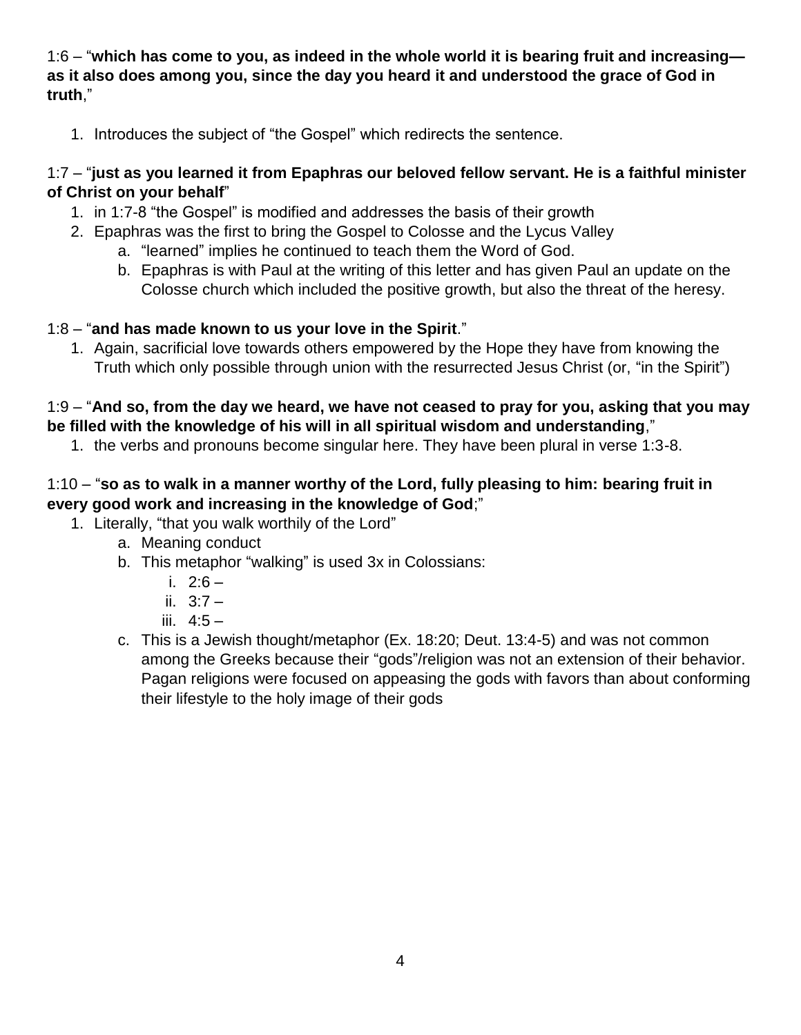1:6 – "**which has come to you, as indeed in the whole world it is bearing fruit and increasing—as it also does among you, since the day you heard it and understood the grace of God in truth**,"

1. Introduces the subject of "the Gospel" which redirects the sentence.

1:7 – "**just as you learned it from Epaphras our beloved fellow servant. He is a faithful minister of Christ on your behalf**"

1. in 1:7-8 "the Gospel" is modified and addresses the basis of their growth
2. Epaphras was the first to bring the Gospel to Colosse and the Lycus Valley
    a. "learned" implies he continued to teach them the Word of God.
    b. Epaphras is with Paul at the writing of this letter and has given Paul an update on the Colosse church which included the positive growth, but also the threat of the heresy.

1:8 – "**and has made known to us your love in the Spirit**."

1. Again, sacrificial love towards others empowered by the Hope they have from knowing the Truth which only possible through union with the resurrected Jesus Christ (or, "in the Spirit")

1:9 – "**And so, from the day we heard, we have not ceased to pray for you, asking that you may be filled with the knowledge of his will in all spiritual wisdom and understanding**,"

1. the verbs and pronouns become singular here. They have been plural in verse 1:3-8.

1:10 – "**so as to walk in a manner worthy of the Lord, fully pleasing to him: bearing fruit in every good work and increasing in the knowledge of God**;"

1. Literally, "that you walk worthily of the Lord"
    a. Meaning conduct
    b. This metaphor "walking" is used 3x in Colossians:
        i. 2:6 –
        ii. 3:7 –
        iii. 4:5 –
    c. This is a Jewish thought/metaphor (Ex. 18:20; Deut. 13:4-5) and was not common among the Greeks because their "gods"/religion was not an extension of their behavior. Pagan religions were focused on appeasing the gods with favors than about conforming their lifestyle to the holy image of their gods